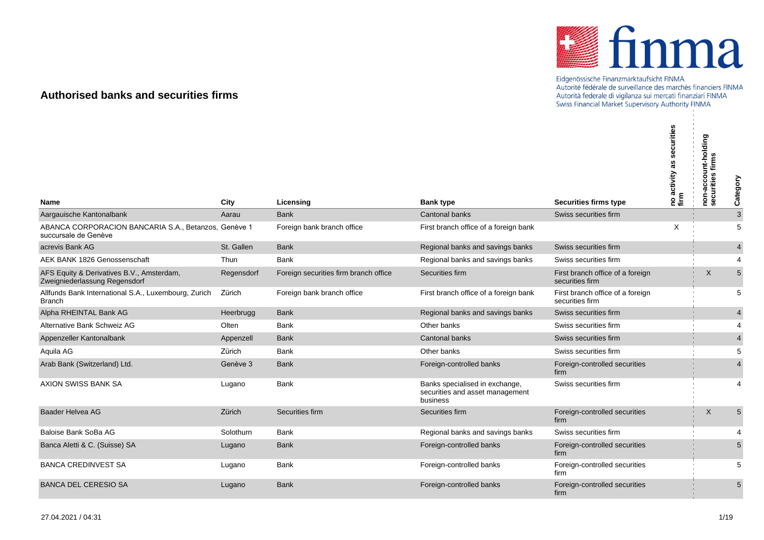# Authorised banks and securities firms

| Name | City | Licensing | Bank type | Securities firms type | no activity as securities firm | non-account-holding securities firms | Category |
|---|---|---|---|---|---|---|---|
| Aargauische Kantonalbank | Aarau | Bank | Cantonal banks | Swiss securities firm | | | 3 |
| ABANCA CORPORACION BANCARIA S.A., Betanzos, succursale de Genève | Genève 1 | Foreign bank branch office | First branch office of a foreign bank | | X | | 5 |
| acrevis Bank AG | St. Gallen | Bank | Regional banks and savings banks | Swiss securities firm | | | 4 |
| AEK BANK 1826 Genossenschaft | Thun | Bank | Regional banks and savings banks | Swiss securities firm | | | 4 |
| AFS Equity & Derivatives B.V., Amsterdam, Zweigniederlassung Regensdorf | Regensdorf | Foreign securities firm branch office | Securities firm | First branch office of a foreign securities firm | | X | 5 |
| Allfunds Bank International S.A., Luxembourg, Zurich Branch | Zürich | Foreign bank branch office | First branch office of a foreign bank | First branch office of a foreign securities firm | | | 5 |
| Alpha RHEINTAL Bank AG | Heerbrugg | Bank | Regional banks and savings banks | Swiss securities firm | | | 4 |
| Alternative Bank Schweiz AG | Olten | Bank | Other banks | Swiss securities firm | | | 4 |
| Appenzeller Kantonalbank | Appenzell | Bank | Cantonal banks | Swiss securities firm | | | 4 |
| Aquila AG | Zürich | Bank | Other banks | Swiss securities firm | | | 5 |
| Arab Bank (Switzerland) Ltd. | Genève 3 | Bank | Foreign-controlled banks | Foreign-controlled securities firm | | | 4 |
| AXION SWISS BANK SA | Lugano | Bank | Banks specialised in exchange, securities and asset management business | Swiss securities firm | | | 4 |
| Baader Helvea AG | Zürich | Securities firm | Securities firm | Foreign-controlled securities firm | | X | 5 |
| Baloise Bank SoBa AG | Solothurn | Bank | Regional banks and savings banks | Swiss securities firm | | | 4 |
| Banca Aletti & C. (Suisse) SA | Lugano | Bank | Foreign-controlled banks | Foreign-controlled securities firm | | | 5 |
| BANCA CREDINVEST SA | Lugano | Bank | Foreign-controlled banks | Foreign-controlled securities firm | | | 5 |
| BANCA DEL CERESIO SA | Lugano | Bank | Foreign-controlled banks | Foreign-controlled securities firm | | | 5 |

27.04.2021 / 04:31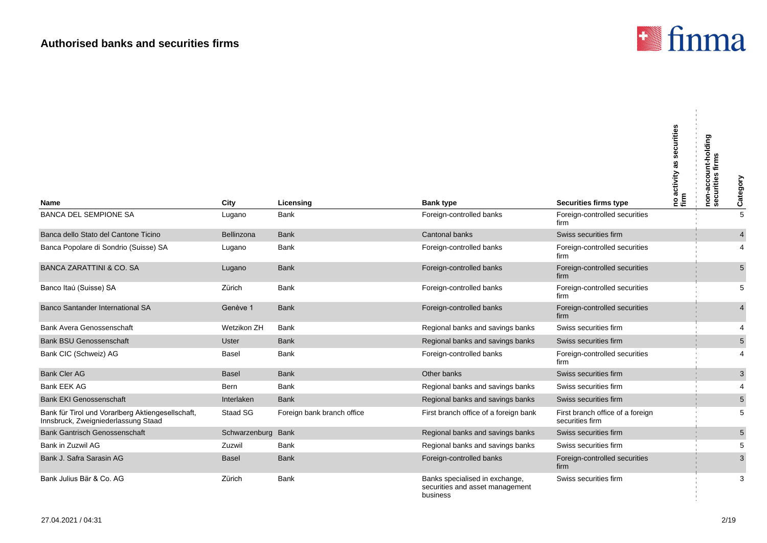## Authorised banks and securities firms

| Name | City | Licensing | Bank type | Securities firms type | no activity as securities firm | non-account-holding securities firms | Category |
|---|---|---|---|---|---|---|---|
| BANCA DEL SEMPIONE SA | Lugano | Bank | Foreign-controlled banks | Foreign-controlled securities firm | | | 5 |
| Banca dello Stato del Cantone Ticino | Bellinzona | Bank | Cantonal banks | Swiss securities firm | | | 4 |
| Banca Popolare di Sondrio (Suisse) SA | Lugano | Bank | Foreign-controlled banks | Foreign-controlled securities firm | | | 4 |
| BANCA ZARATTINI & CO. SA | Lugano | Bank | Foreign-controlled banks | Foreign-controlled securities firm | | | 5 |
| Banco Itaú (Suisse) SA | Zürich | Bank | Foreign-controlled banks | Foreign-controlled securities firm | | | 5 |
| Banco Santander International SA | Genève 1 | Bank | Foreign-controlled banks | Foreign-controlled securities firm | | | 4 |
| Bank Avera Genossenschaft | Wetzikon ZH | Bank | Regional banks and savings banks | Swiss securities firm | | | 4 |
| Bank BSU Genossenschaft | Uster | Bank | Regional banks and savings banks | Swiss securities firm | | | 5 |
| Bank CIC (Schweiz) AG | Basel | Bank | Foreign-controlled banks | Foreign-controlled securities firm | | | 4 |
| Bank Cler AG | Basel | Bank | Other banks | Swiss securities firm | | | 3 |
| Bank EEK AG | Bern | Bank | Regional banks and savings banks | Swiss securities firm | | | 4 |
| Bank EKI Genossenschaft | Interlaken | Bank | Regional banks and savings banks | Swiss securities firm | | | 5 |
| Bank für Tirol und Vorarlberg Aktiengesellschaft, Innsbruck, Zweigniederlassung Staad | Staad SG | Foreign bank branch office | First branch office of a foreign bank | First branch office of a foreign securities firm | | | 5 |
| Bank Gantrisch Genossenschaft | Schwarzenburg | Bank | Regional banks and savings banks | Swiss securities firm | | | 5 |
| Bank in Zuzwil AG | Zuzwil | Bank | Regional banks and savings banks | Swiss securities firm | | | 5 |
| Bank J. Safra Sarasin AG | Basel | Bank | Foreign-controlled banks | Foreign-controlled securities firm | | | 3 |
| Bank Julius Bär & Co. AG | Zürich | Bank | Banks specialised in exchange, securities and asset management business | Swiss securities firm | | | 3 |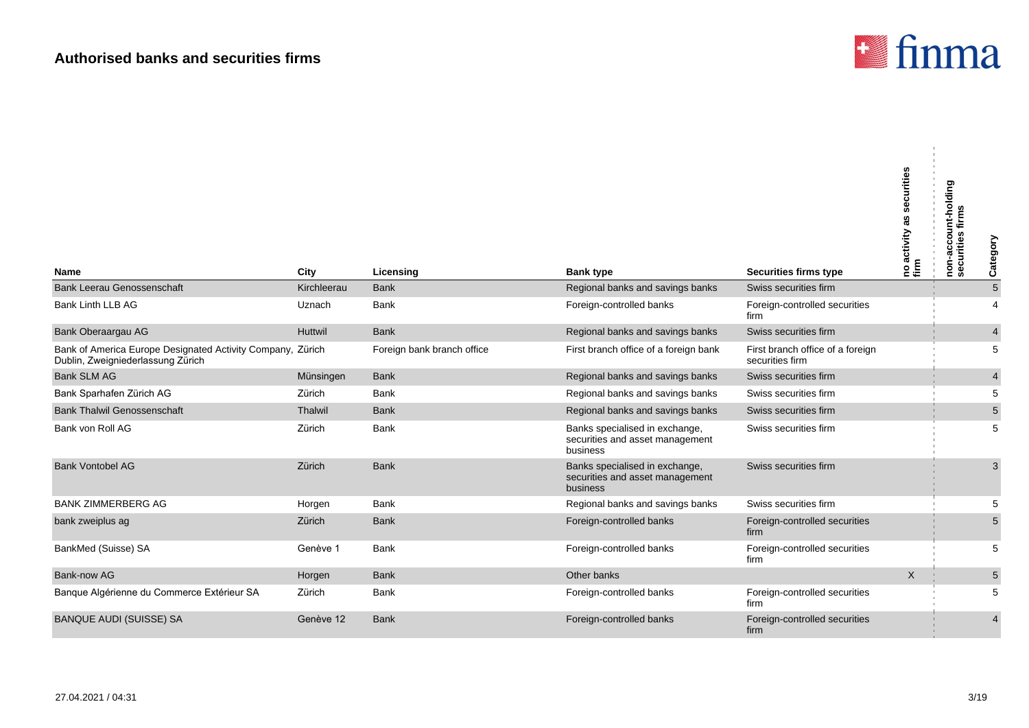## Authorised banks and securities firms

| Name | City | Licensing | Bank type | Securities firms type | no activity as securities firm | non-account-holding securities firms | Category |
|---|---|---|---|---|---|---|---|
| Bank Leerau Genossenschaft | Kirchleerau | Bank | Regional banks and savings banks | Swiss securities firm | | | 5 |
| Bank Linth LLB AG | Uznach | Bank | Foreign-controlled banks | Foreign-controlled securities firm | | | 4 |
| Bank Oberaargau AG | Huttwil | Bank | Regional banks and savings banks | Swiss securities firm | | | 4 |
| Bank of America Europe Designated Activity Company, Dublin, Zweigniederlassung Zürich | Zürich | Foreign bank branch office | First branch office of a foreign bank | First branch office of a foreign securities firm | | | 5 |
| Bank SLM AG | Münsingen | Bank | Regional banks and savings banks | Swiss securities firm | | | 4 |
| Bank Sparhafen Zürich AG | Zürich | Bank | Regional banks and savings banks | Swiss securities firm | | | 5 |
| Bank Thalwil Genossenschaft | Thalwil | Bank | Regional banks and savings banks | Swiss securities firm | | | 5 |
| Bank von Roll AG | Zürich | Bank | Banks specialised in exchange, securities and asset management business | Swiss securities firm | | | 5 |
| Bank Vontobel AG | Zürich | Bank | Banks specialised in exchange, securities and asset management business | Swiss securities firm | | | 3 |
| BANK ZIMMERBERG AG | Horgen | Bank | Regional banks and savings banks | Swiss securities firm | | | 5 |
| bank zweiplus ag | Zürich | Bank | Foreign-controlled banks | Foreign-controlled securities firm | | | 5 |
| BankMed (Suisse) SA | Genève 1 | Bank | Foreign-controlled banks | Foreign-controlled securities firm | | | 5 |
| Bank-now AG | Horgen | Bank | Other banks | | X | | 5 |
| Banque Algérienne du Commerce Extérieur SA | Zürich | Bank | Foreign-controlled banks | Foreign-controlled securities firm | | | 5 |
| BANQUE AUDI (SUISSE) SA | Genève 12 | Bank | Foreign-controlled banks | Foreign-controlled securities firm | | | 4 |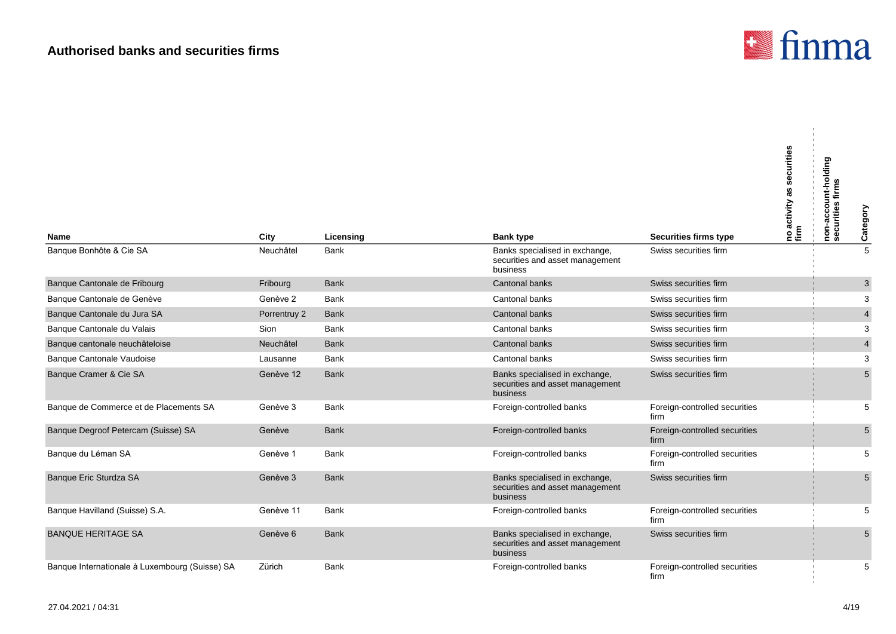## Authorised banks and securities firms

| Name | City | Licensing | Bank type | Securities firms type | no activity as securities firm | non-account-holding securities firms | Category |
|---|---|---|---|---|---|---|---|
| Banque Bonhôte & Cie SA | Neuchâtel | Bank | Banks specialised in exchange, securities and asset management business | Swiss securities firm | | | 5 |
| Banque Cantonale de Fribourg | Fribourg | Bank | Cantonal banks | Swiss securities firm | | | 3 |
| Banque Cantonale de Genève | Genève 2 | Bank | Cantonal banks | Swiss securities firm | | | 3 |
| Banque Cantonale du Jura SA | Porrentruy 2 | Bank | Cantonal banks | Swiss securities firm | | | 4 |
| Banque Cantonale du Valais | Sion | Bank | Cantonal banks | Swiss securities firm | | | 3 |
| Banque cantonale neuchâteloise | Neuchâtel | Bank | Cantonal banks | Swiss securities firm | | | 4 |
| Banque Cantonale Vaudoise | Lausanne | Bank | Cantonal banks | Swiss securities firm | | | 3 |
| Banque Cramer & Cie SA | Genève 12 | Bank | Banks specialised in exchange, securities and asset management business | Swiss securities firm | | | 5 |
| Banque de Commerce et de Placements SA | Genève 3 | Bank | Foreign-controlled banks | Foreign-controlled securities firm | | | 5 |
| Banque Degroof Petercam (Suisse) SA | Genève | Bank | Foreign-controlled banks | Foreign-controlled securities firm | | | 5 |
| Banque du Léman SA | Genève 1 | Bank | Foreign-controlled banks | Foreign-controlled securities firm | | | 5 |
| Banque Eric Sturdza SA | Genève 3 | Bank | Banks specialised in exchange, securities and asset management business | Swiss securities firm | | | 5 |
| Banque Havilland (Suisse) S.A. | Genève 11 | Bank | Foreign-controlled banks | Foreign-controlled securities firm | | | 5 |
| BANQUE HERITAGE SA | Genève 6 | Bank | Banks specialised in exchange, securities and asset management business | Swiss securities firm | | | 5 |
| Banque Internationale à Luxembourg (Suisse) SA | Zürich | Bank | Foreign-controlled banks | Foreign-controlled securities firm | | | 5 |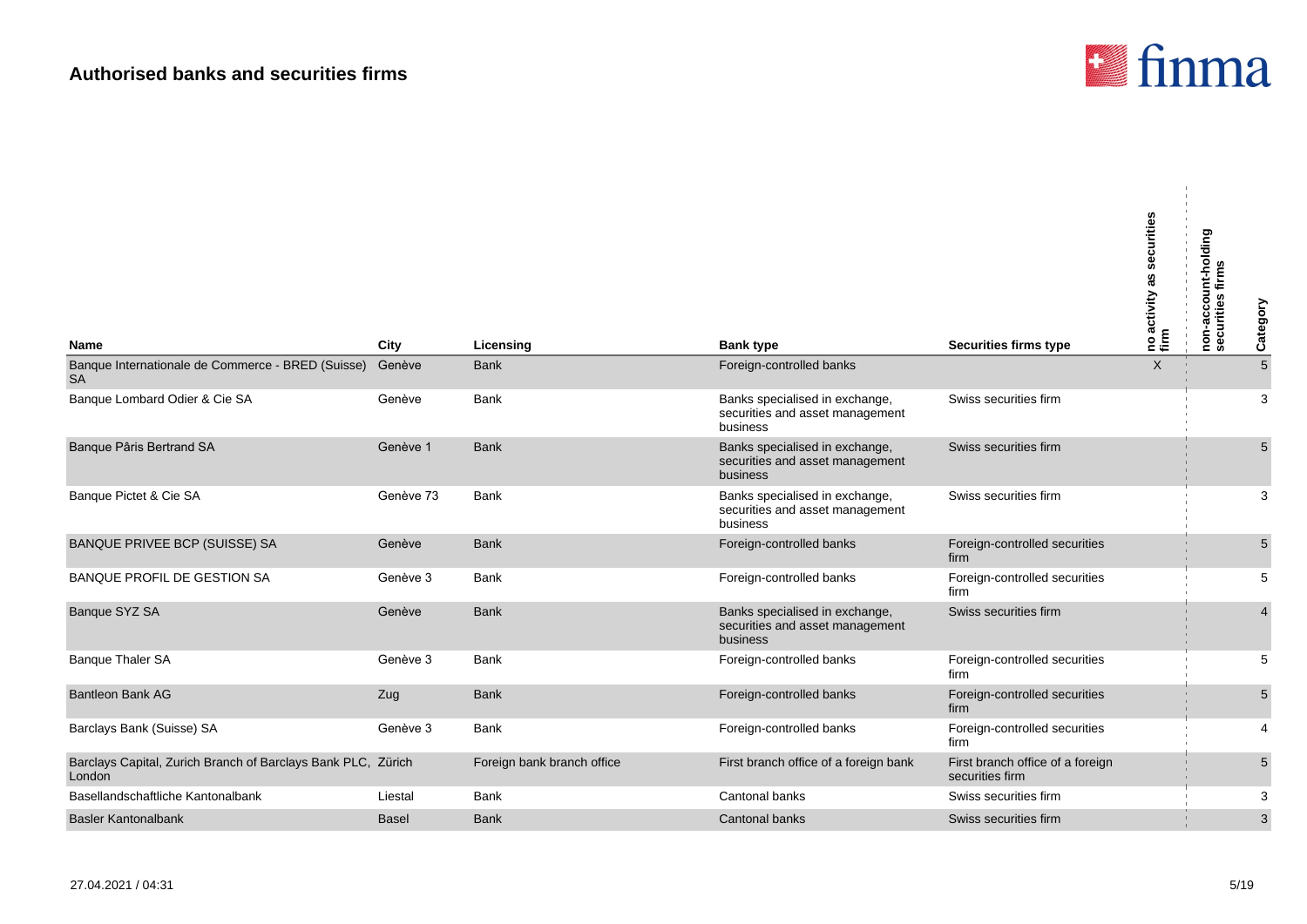## Authorised banks and securities firms

| Name | City | Licensing | Bank type | Securities firms type | no activity as securities firm | non-account-holding securities firms | Category |
|---|---|---|---|---|---|---|---|
| Banque Internationale de Commerce - BRED (Suisse) SA | Genève | Bank | Foreign-controlled banks | | X | | 5 |
| Banque Lombard Odier & Cie SA | Genève | Bank | Banks specialised in exchange, securities and asset management business | Swiss securities firm | | | 3 |
| Banque Pâris Bertrand SA | Genève 1 | Bank | Banks specialised in exchange, securities and asset management business | Swiss securities firm | | | 5 |
| Banque Pictet & Cie SA | Genève 73 | Bank | Banks specialised in exchange, securities and asset management business | Swiss securities firm | | | 3 |
| BANQUE PRIVEE BCP (SUISSE) SA | Genève | Bank | Foreign-controlled banks | Foreign-controlled securities firm | | | 5 |
| BANQUE PROFIL DE GESTION SA | Genève 3 | Bank | Foreign-controlled banks | Foreign-controlled securities firm | | | 5 |
| Banque SYZ SA | Genève | Bank | Banks specialised in exchange, securities and asset management business | Swiss securities firm | | | 4 |
| Banque Thaler SA | Genève 3 | Bank | Foreign-controlled banks | Foreign-controlled securities firm | | | 5 |
| Bantleon Bank AG | Zug | Bank | Foreign-controlled banks | Foreign-controlled securities firm | | | 5 |
| Barclays Bank (Suisse) SA | Genève 3 | Bank | Foreign-controlled banks | Foreign-controlled securities firm | | | 4 |
| Barclays Capital, Zurich Branch of Barclays Bank PLC, London | Zürich | Foreign bank branch office | First branch office of a foreign bank | First branch office of a foreign securities firm | | | 5 |
| Basellandschaftliche Kantonalbank | Liestal | Bank | Cantonal banks | Swiss securities firm | | | 3 |
| Basler Kantonalbank | Basel | Bank | Cantonal banks | Swiss securities firm | | | 3 |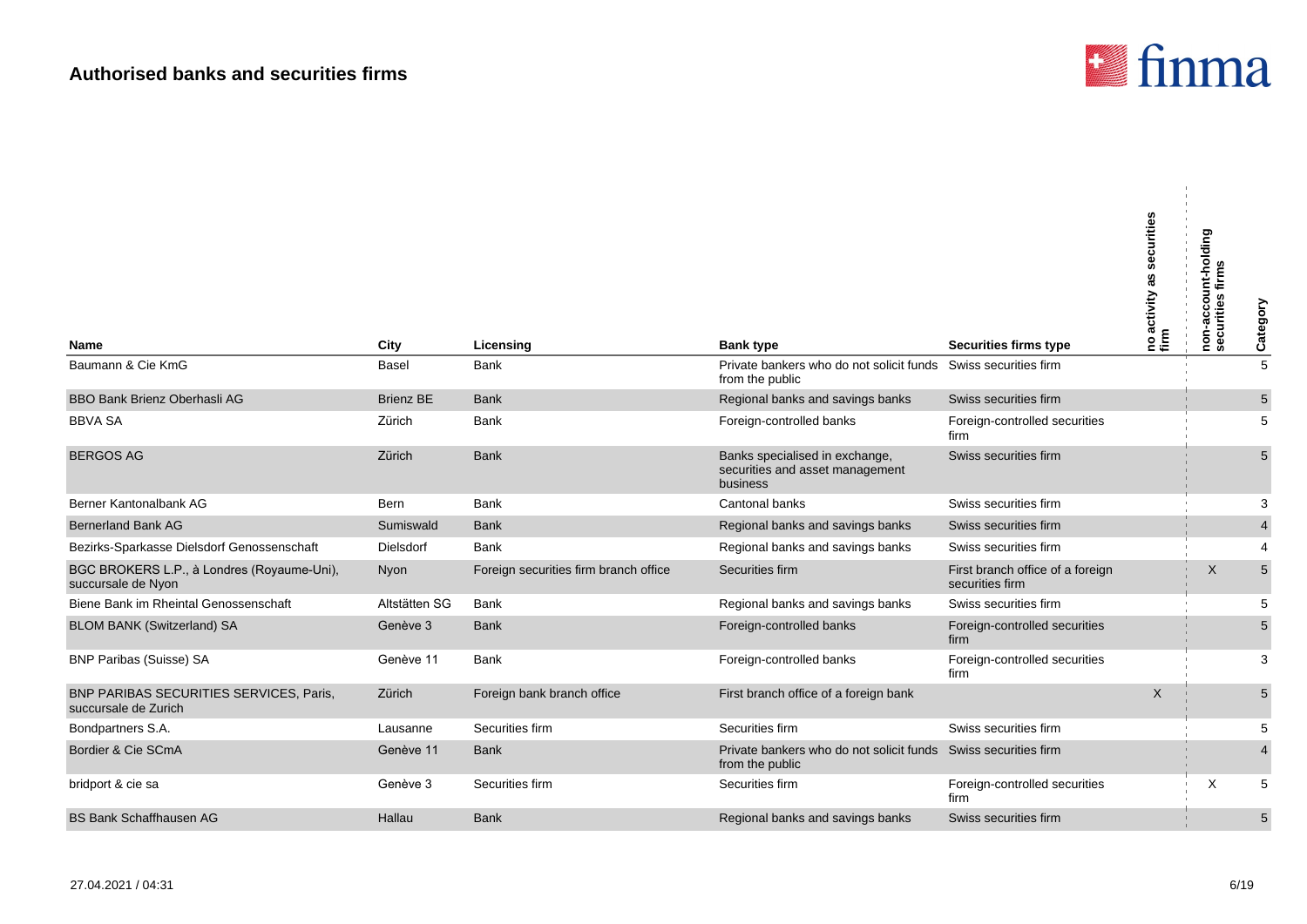## Authorised banks and securities firms

| Name | City | Licensing | Bank type | Securities firms type | no activity as securities firm | non-account-holding securities firms | Category |
|---|---|---|---|---|---|---|---|
| Baumann & Cie KmG | Basel | Bank | Private bankers who do not solicit funds from the public | Swiss securities firm | | | 5 |
| BBO Bank Brienz Oberhasli AG | Brienz BE | Bank | Regional banks and savings banks | Swiss securities firm | | | 5 |
| BBVA SA | Zürich | Bank | Foreign-controlled banks | Foreign-controlled securities firm | | | 5 |
| BERGOS AG | Zürich | Bank | Banks specialised in exchange, securities and asset management business | Swiss securities firm | | | 5 |
| Berner Kantonalbank AG | Bern | Bank | Cantonal banks | Swiss securities firm | | | 3 |
| Bernerland Bank AG | Sumiswald | Bank | Regional banks and savings banks | Swiss securities firm | | | 4 |
| Bezirks-Sparkasse Dielsdorf Genossenschaft | Dielsdorf | Bank | Regional banks and savings banks | Swiss securities firm | | | 4 |
| BGC BROKERS L.P., à Londres (Royaume-Uni), succursale de Nyon | Nyon | Foreign securities firm branch office | Securities firm | First branch office of a foreign securities firm | | X | 5 |
| Biene Bank im Rheintal Genossenschaft | Altstätten SG | Bank | Regional banks and savings banks | Swiss securities firm | | | 5 |
| BLOM BANK (Switzerland) SA | Genève 3 | Bank | Foreign-controlled banks | Foreign-controlled securities firm | | | 5 |
| BNP Paribas (Suisse) SA | Genève 11 | Bank | Foreign-controlled banks | Foreign-controlled securities firm | | | 3 |
| BNP PARIBAS SECURITIES SERVICES, Paris, succursale de Zurich | Zürich | Foreign bank branch office | First branch office of a foreign bank | | X | | 5 |
| Bondpartners S.A. | Lausanne | Securities firm | Securities firm | Swiss securities firm | | | 5 |
| Bordier & Cie SCmA | Genève 11 | Bank | Private bankers who do not solicit funds from the public | Swiss securities firm | | | 4 |
| bridport & cie sa | Genève 3 | Securities firm | Securities firm | Foreign-controlled securities firm | | X | 5 |
| BS Bank Schaffhausen AG | Hallau | Bank | Regional banks and savings banks | Swiss securities firm | | | 5 |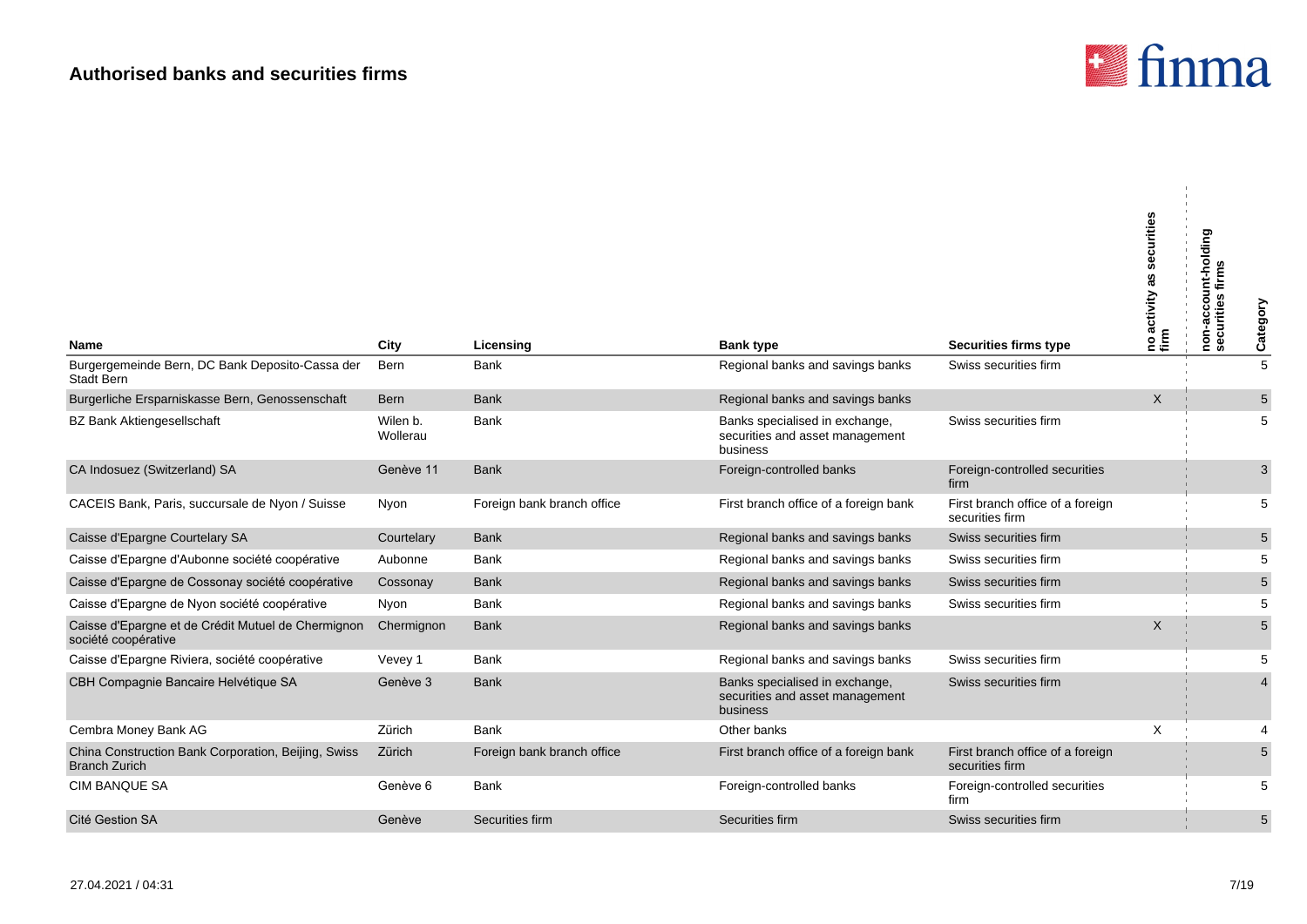## Authorised banks and securities firms

| Name | City | Licensing | Bank type | Securities firms type | no activity as securities firm | non-account-holding securities firms | Category |
|---|---|---|---|---|---|---|---|
| Burgergemeinde Bern, DC Bank Deposito-Cassa der Stadt Bern | Bern | Bank | Regional banks and savings banks | Swiss securities firm | | | 5 |
| Burgerliche Ersparniskasse Bern, Genossenschaft | Bern | Bank | Regional banks and savings banks | | X | | 5 |
| BZ Bank Aktiengesellschaft | Wilen b. Wollerau | Bank | Banks specialised in exchange, securities and asset management business | Swiss securities firm | | | 5 |
| CA Indosuez (Switzerland) SA | Genève 11 | Bank | Foreign-controlled banks | Foreign-controlled securities firm | | | 3 |
| CACEIS Bank, Paris, succursale de Nyon / Suisse | Nyon | Foreign bank branch office | First branch office of a foreign bank | First branch office of a foreign securities firm | | | 5 |
| Caisse d'Epargne Courtelary SA | Courtelary | Bank | Regional banks and savings banks | Swiss securities firm | | | 5 |
| Caisse d'Epargne d'Aubonne société coopérative | Aubonne | Bank | Regional banks and savings banks | Swiss securities firm | | | 5 |
| Caisse d'Epargne de Cossonay société coopérative | Cossonay | Bank | Regional banks and savings banks | Swiss securities firm | | | 5 |
| Caisse d'Epargne de Nyon société coopérative | Nyon | Bank | Regional banks and savings banks | Swiss securities firm | | | 5 |
| Caisse d'Epargne et de Crédit Mutuel de Chermignon société coopérative | Chermignon | Bank | Regional banks and savings banks | | X | | 5 |
| Caisse d'Epargne Riviera, société coopérative | Vevey 1 | Bank | Regional banks and savings banks | Swiss securities firm | | | 5 |
| CBH Compagnie Bancaire Helvétique SA | Genève 3 | Bank | Banks specialised in exchange, securities and asset management business | Swiss securities firm | | | 4 |
| Cembra Money Bank AG | Zürich | Bank | Other banks | | X | | 4 |
| China Construction Bank Corporation, Beijing, Swiss Branch Zurich | Zürich | Foreign bank branch office | First branch office of a foreign bank | First branch office of a foreign securities firm | | | 5 |
| CIM BANQUE SA | Genève 6 | Bank | Foreign-controlled banks | Foreign-controlled securities firm | | | 5 |
| Cité Gestion SA | Genève | Securities firm | Securities firm | Swiss securities firm | | | 5 |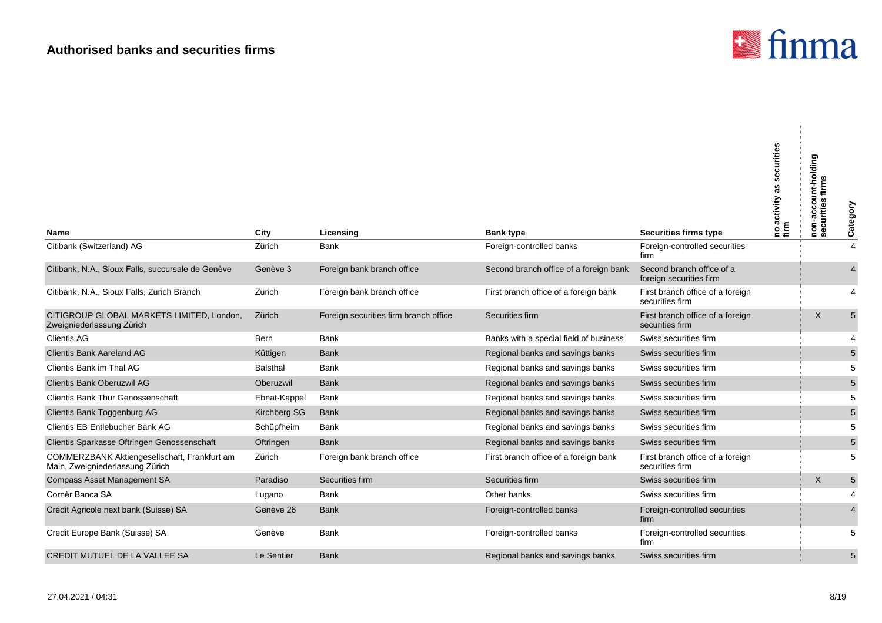## Authorised banks and securities firms

| Name | City | Licensing | Bank type | Securities firms type | no activity as securities firm | non-account-holding securities firms | Category |
|---|---|---|---|---|---|---|---|
| Citibank (Switzerland) AG | Zürich | Bank | Foreign-controlled banks | Foreign-controlled securities firm | | | 4 |
| Citibank, N.A., Sioux Falls, succursale de Genève | Genève 3 | Foreign bank branch office | Second branch office of a foreign bank | Second branch office of a foreign securities firm | | | 4 |
| Citibank, N.A., Sioux Falls, Zurich Branch | Zürich | Foreign bank branch office | First branch office of a foreign bank | First branch office of a foreign securities firm | | | 4 |
| CITIGROUP GLOBAL MARKETS LIMITED, London, Zweigniederlassung Zürich | Zürich | Foreign securities firm branch office | Securities firm | First branch office of a foreign securities firm | | X | 5 |
| Clientis AG | Bern | Bank | Banks with a special field of business | Swiss securities firm | | | 4 |
| Clientis Bank Aareland AG | Küttigen | Bank | Regional banks and savings banks | Swiss securities firm | | | 5 |
| Clientis Bank im Thal AG | Balsthal | Bank | Regional banks and savings banks | Swiss securities firm | | | 5 |
| Clientis Bank Oberuzwil AG | Oberuzwil | Bank | Regional banks and savings banks | Swiss securities firm | | | 5 |
| Clientis Bank Thur Genossenschaft | Ebnat-Kappel | Bank | Regional banks and savings banks | Swiss securities firm | | | 5 |
| Clientis Bank Toggenburg AG | Kirchberg SG | Bank | Regional banks and savings banks | Swiss securities firm | | | 5 |
| Clientis EB Entlebucher Bank AG | Schüpfheim | Bank | Regional banks and savings banks | Swiss securities firm | | | 5 |
| Clientis Sparkasse Oftringen Genossenschaft | Oftringen | Bank | Regional banks and savings banks | Swiss securities firm | | | 5 |
| COMMERZBANK Aktiengesellschaft, Frankfurt am Main, Zweigniederlassung Zürich | Zürich | Foreign bank branch office | First branch office of a foreign bank | First branch office of a foreign securities firm | | | 5 |
| Compass Asset Management SA | Paradiso | Securities firm | Securities firm | Swiss securities firm | | X | 5 |
| Cornèr Banca SA | Lugano | Bank | Other banks | Swiss securities firm | | | 4 |
| Crédit Agricole next bank (Suisse) SA | Genève 26 | Bank | Foreign-controlled banks | Foreign-controlled securities firm | | | 4 |
| Credit Europe Bank (Suisse) SA | Genève | Bank | Foreign-controlled banks | Foreign-controlled securities firm | | | 5 |
| CREDIT MUTUEL DE LA VALLEE SA | Le Sentier | Bank | Regional banks and savings banks | Swiss securities firm | | | 5 |

27.04.2021 / 04:31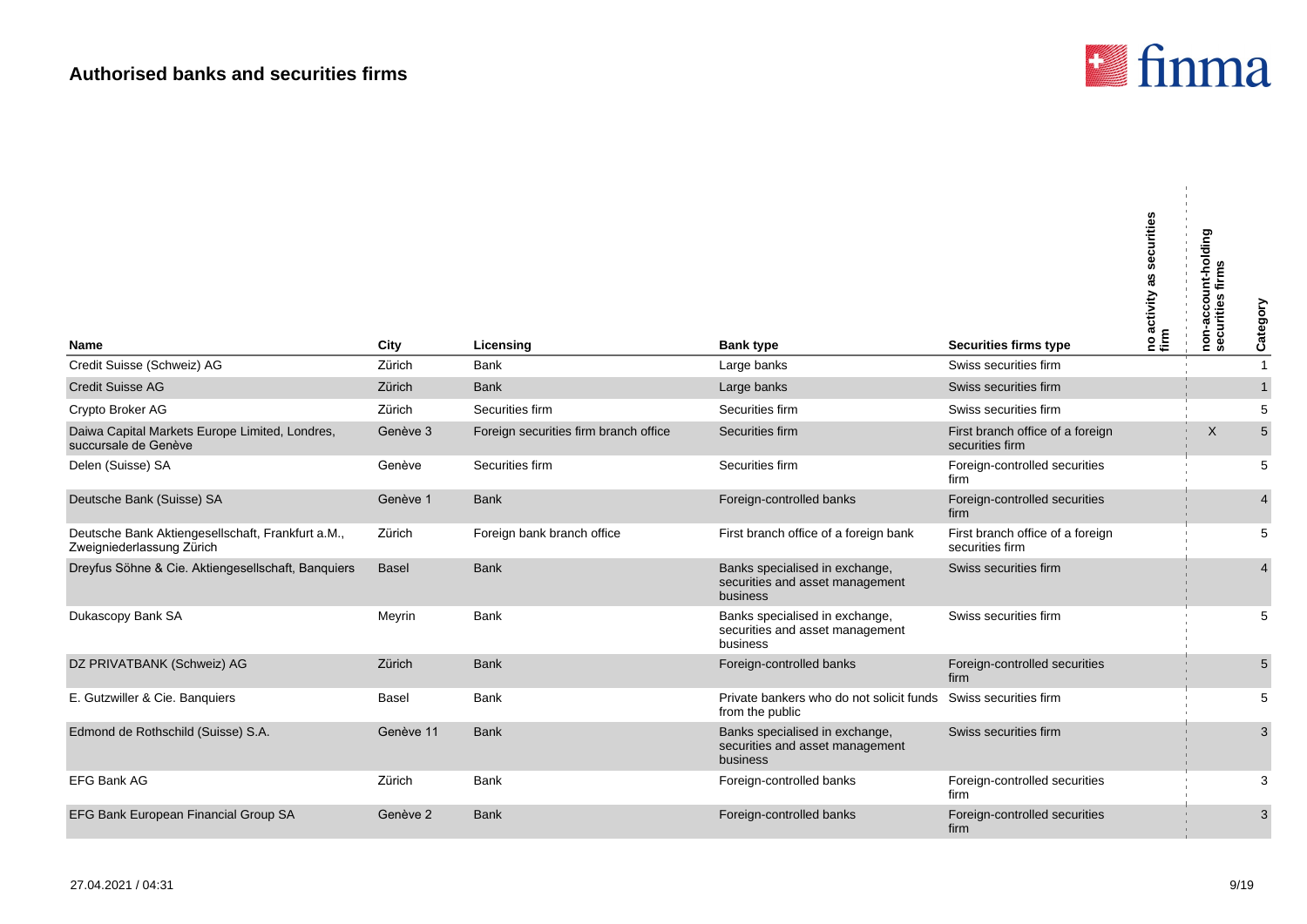## Authorised banks and securities firms

| Name | City | Licensing | Bank type | Securities firms type | no activity as securities firm | non-account-holding securities firms | Category |
|---|---|---|---|---|---|---|---|
| Credit Suisse (Schweiz) AG | Zürich | Bank | Large banks | Swiss securities firm | | | 1 |
| Credit Suisse AG | Zürich | Bank | Large banks | Swiss securities firm | | | 1 |
| Crypto Broker AG | Zürich | Securities firm | Securities firm | Swiss securities firm | | | 5 |
| Daiwa Capital Markets Europe Limited, Londres, succursale de Genève | Genève 3 | Foreign securities firm branch office | Securities firm | First branch office of a foreign securities firm | | X | 5 |
| Delen (Suisse) SA | Genève | Securities firm | Securities firm | Foreign-controlled securities firm | | | 5 |
| Deutsche Bank (Suisse) SA | Genève 1 | Bank | Foreign-controlled banks | Foreign-controlled securities firm | | | 4 |
| Deutsche Bank Aktiengesellschaft, Frankfurt a.M., Zweigniederlassung Zürich | Zürich | Foreign bank branch office | First branch office of a foreign bank | First branch office of a foreign securities firm | | | 5 |
| Dreyfus Söhne & Cie. Aktiengesellschaft, Banquiers | Basel | Bank | Banks specialised in exchange, securities and asset management business | Swiss securities firm | | | 4 |
| Dukascopy Bank SA | Meyrin | Bank | Banks specialised in exchange, securities and asset management business | Swiss securities firm | | | 5 |
| DZ PRIVATBANK (Schweiz) AG | Zürich | Bank | Foreign-controlled banks | Foreign-controlled securities firm | | | 5 |
| E. Gutzwiller & Cie. Banquiers | Basel | Bank | Private bankers who do not solicit funds from the public | Swiss securities firm | | | 5 |
| Edmond de Rothschild (Suisse) S.A. | Genève 11 | Bank | Banks specialised in exchange, securities and asset management business | Swiss securities firm | | | 3 |
| EFG Bank AG | Zürich | Bank | Foreign-controlled banks | Foreign-controlled securities firm | | | 3 |
| EFG Bank European Financial Group SA | Genève 2 | Bank | Foreign-controlled banks | Foreign-controlled securities firm | | | 3 |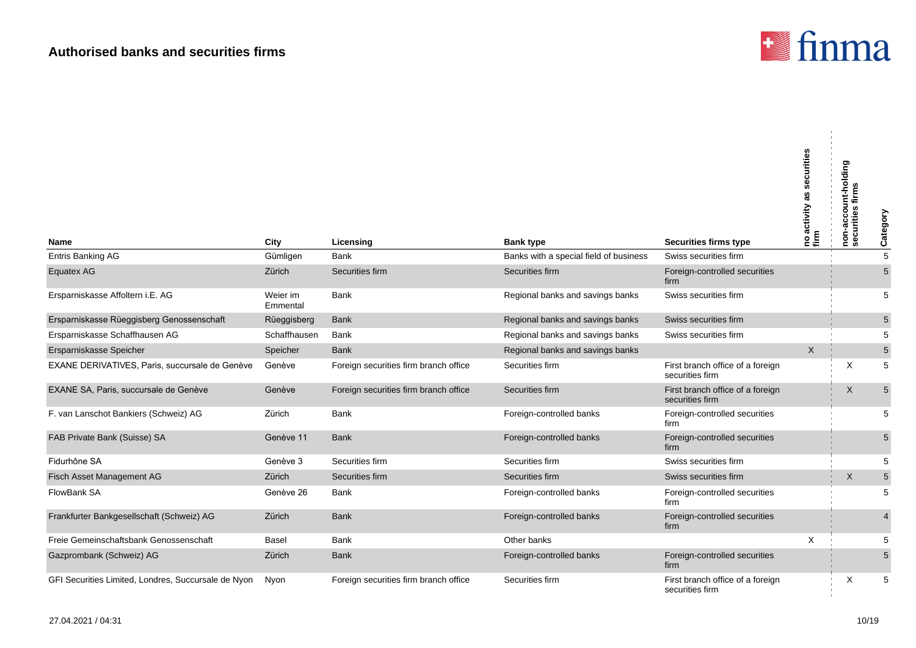## Authorised banks and securities firms

| Name | City | Licensing | Bank type | Securities firms type | no activity as securities firm | non-account-holding securities firms | Category |
|---|---|---|---|---|---|---|---|
| Entris Banking AG | Gümligen | Bank | Banks with a special field of business | Swiss securities firm | | | 5 |
| Equatex AG | Zürich | Securities firm | Securities firm | Foreign-controlled securities firm | | | 5 |
| Ersparniskasse Affoltern i.E. AG | Weier im Emmental | Bank | Regional banks and savings banks | Swiss securities firm | | | 5 |
| Ersparniskasse Rüeggisberg Genossenschaft | Rüeggisberg | Bank | Regional banks and savings banks | Swiss securities firm | | | 5 |
| Ersparniskasse Schaffhausen AG | Schaffhausen | Bank | Regional banks and savings banks | Swiss securities firm | | | 5 |
| Ersparniskasse Speicher | Speicher | Bank | Regional banks and savings banks | | X | | 5 |
| EXANE DERIVATIVES, Paris, succursale de Genève | Genève | Foreign securities firm branch office | Securities firm | First branch office of a foreign securities firm | | X | 5 |
| EXANE SA, Paris, succursale de Genève | Genève | Foreign securities firm branch office | Securities firm | First branch office of a foreign securities firm | | X | 5 |
| F. van Lanschot Bankiers (Schweiz) AG | Zürich | Bank | Foreign-controlled banks | Foreign-controlled securities firm | | | 5 |
| FAB Private Bank (Suisse) SA | Genève 11 | Bank | Foreign-controlled banks | Foreign-controlled securities firm | | | 5 |
| Fidurhône SA | Genève 3 | Securities firm | Securities firm | Swiss securities firm | | | 5 |
| Fisch Asset Management AG | Zürich | Securities firm | Securities firm | Swiss securities firm | | X | 5 |
| FlowBank SA | Genève 26 | Bank | Foreign-controlled banks | Foreign-controlled securities firm | | | 5 |
| Frankfurter Bankgesellschaft (Schweiz) AG | Zürich | Bank | Foreign-controlled banks | Foreign-controlled securities firm | | | 4 |
| Freie Gemeinschaftsbank Genossenschaft | Basel | Bank | Other banks | | X | | 5 |
| Gazprombank (Schweiz) AG | Zürich | Bank | Foreign-controlled banks | Foreign-controlled securities firm | | | 5 |
| GFI Securities Limited, Londres, Succursale de Nyon | Nyon | Foreign securities firm branch office | Securities firm | First branch office of a foreign securities firm | | X | 5 |

27.04.2021 / 04:31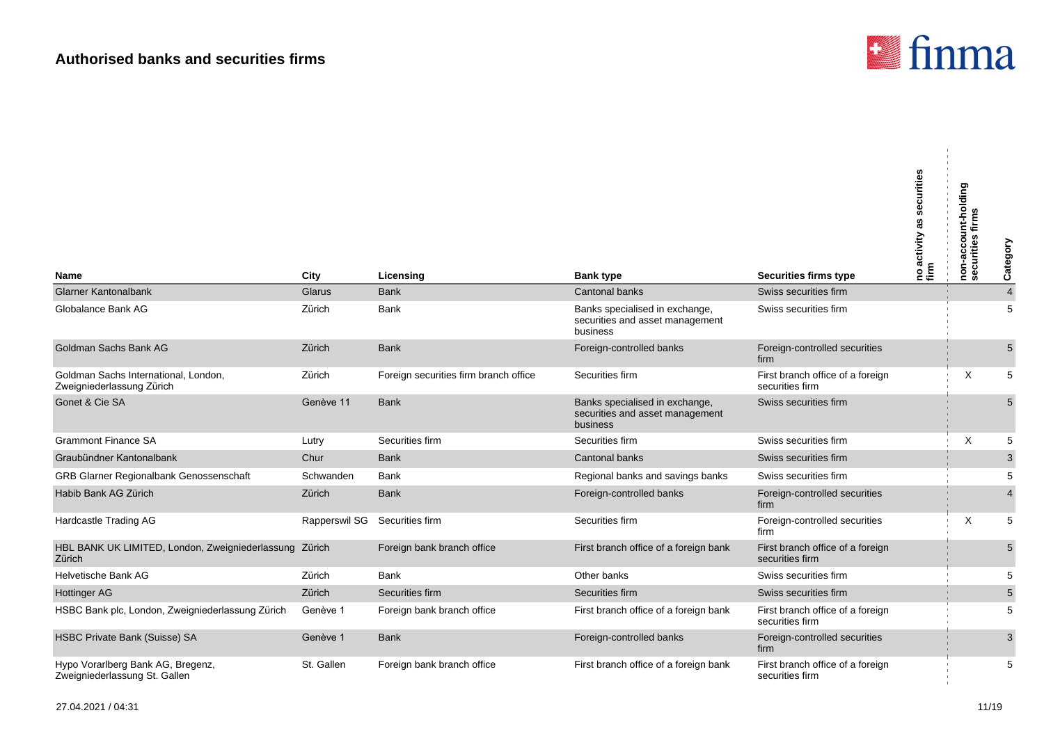# Authorised banks and securities firms

| Name | City | Licensing | Bank type | Securities firms type | no activity as securities firm | non-account-holding securities firms | Category |
|---|---|---|---|---|---|---|---|
| Glarner Kantonalbank | Glarus | Bank | Cantonal banks | Swiss securities firm | | | 4 |
| Globalance Bank AG | Zürich | Bank | Banks specialised in exchange, securities and asset management business | Swiss securities firm | | | 5 |
| Goldman Sachs Bank AG | Zürich | Bank | Foreign-controlled banks | Foreign-controlled securities firm | | | 5 |
| Goldman Sachs International, London, Zweigniederlassung Zürich | Zürich | Foreign securities firm branch office | Securities firm | First branch office of a foreign securities firm | | X | 5 |
| Gonet & Cie SA | Genève 11 | Bank | Banks specialised in exchange, securities and asset management business | Swiss securities firm | | | 5 |
| Grammont Finance SA | Lutry | Securities firm | Securities firm | Swiss securities firm | | X | 5 |
| Graubündner Kantonalbank | Chur | Bank | Cantonal banks | Swiss securities firm | | | 3 |
| GRB Glarner Regionalbank Genossenschaft | Schwanden | Bank | Regional banks and savings banks | Swiss securities firm | | | 5 |
| Habib Bank AG Zürich | Zürich | Bank | Foreign-controlled banks | Foreign-controlled securities firm | | | 4 |
| Hardcastle Trading AG | Rapperswil SG | Securities firm | Securities firm | Foreign-controlled securities firm | | X | 5 |
| HBL BANK UK LIMITED, London, Zweigniederlassung Zürich | Zürich | Foreign bank branch office | First branch office of a foreign bank | First branch office of a foreign securities firm | | | 5 |
| Helvetische Bank AG | Zürich | Bank | Other banks | Swiss securities firm | | | 5 |
| Hottinger AG | Zürich | Securities firm | Securities firm | Swiss securities firm | | | 5 |
| HSBC Bank plc, London, Zweigniederlassung Zürich | Genève 1 | Foreign bank branch office | First branch office of a foreign bank | First branch office of a foreign securities firm | | | 5 |
| HSBC Private Bank (Suisse) SA | Genève 1 | Bank | Foreign-controlled banks | Foreign-controlled securities firm | | | 3 |
| Hypo Vorarlberg Bank AG, Bregenz, Zweigniederlassung St. Gallen | St. Gallen | Foreign bank branch office | First branch office of a foreign bank | First branch office of a foreign securities firm | | | 5 |

27.04.2021 / 04:31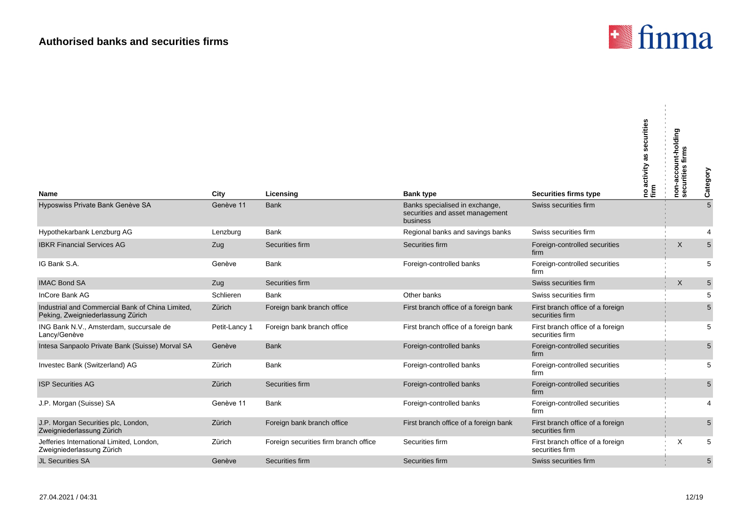## Authorised banks and securities firms

| Name | City | Licensing | Bank type | Securities firms type | no activity as securities firm | non-account-holding securities firms | Category |
|---|---|---|---|---|---|---|---|
| Hyposwiss Private Bank Genève SA | Genève 11 | Bank | Banks specialised in exchange, securities and asset management business | Swiss securities firm | | | 5 |
| Hypothekarbank Lenzburg AG | Lenzburg | Bank | Regional banks and savings banks | Swiss securities firm | | | 4 |
| IBKR Financial Services AG | Zug | Securities firm | Securities firm | Foreign-controlled securities firm | | X | 5 |
| IG Bank S.A. | Genève | Bank | Foreign-controlled banks | Foreign-controlled securities firm | | | 5 |
| IMAC Bond SA | Zug | Securities firm | | Swiss securities firm | | X | 5 |
| InCore Bank AG | Schlieren | Bank | Other banks | Swiss securities firm | | | 5 |
| Industrial and Commercial Bank of China Limited, Peking, Zweigniederlassung Zürich | Zürich | Foreign bank branch office | First branch office of a foreign bank | First branch office of a foreign securities firm | | | 5 |
| ING Bank N.V., Amsterdam, succursale de Lancy/Genève | Petit-Lancy 1 | Foreign bank branch office | First branch office of a foreign bank | First branch office of a foreign securities firm | | | 5 |
| Intesa Sanpaolo Private Bank (Suisse) Morval SA | Genève | Bank | Foreign-controlled banks | Foreign-controlled securities firm | | | 5 |
| Investec Bank (Switzerland) AG | Zürich | Bank | Foreign-controlled banks | Foreign-controlled securities firm | | | 5 |
| ISP Securities AG | Zürich | Securities firm | Foreign-controlled banks | Foreign-controlled securities firm | | | 5 |
| J.P. Morgan (Suisse) SA | Genève 11 | Bank | Foreign-controlled banks | Foreign-controlled securities firm | | | 4 |
| J.P. Morgan Securities plc, London, Zweigniederlassung Zürich | Zürich | Foreign bank branch office | First branch office of a foreign bank | First branch office of a foreign securities firm | | | 5 |
| Jefferies International Limited, London, Zweigniederlassung Zürich | Zürich | Foreign securities firm branch office | Securities firm | First branch office of a foreign securities firm | | X | 5 |
| JL Securities SA | Genève | Securities firm | Securities firm | Swiss securities firm | | | 5 |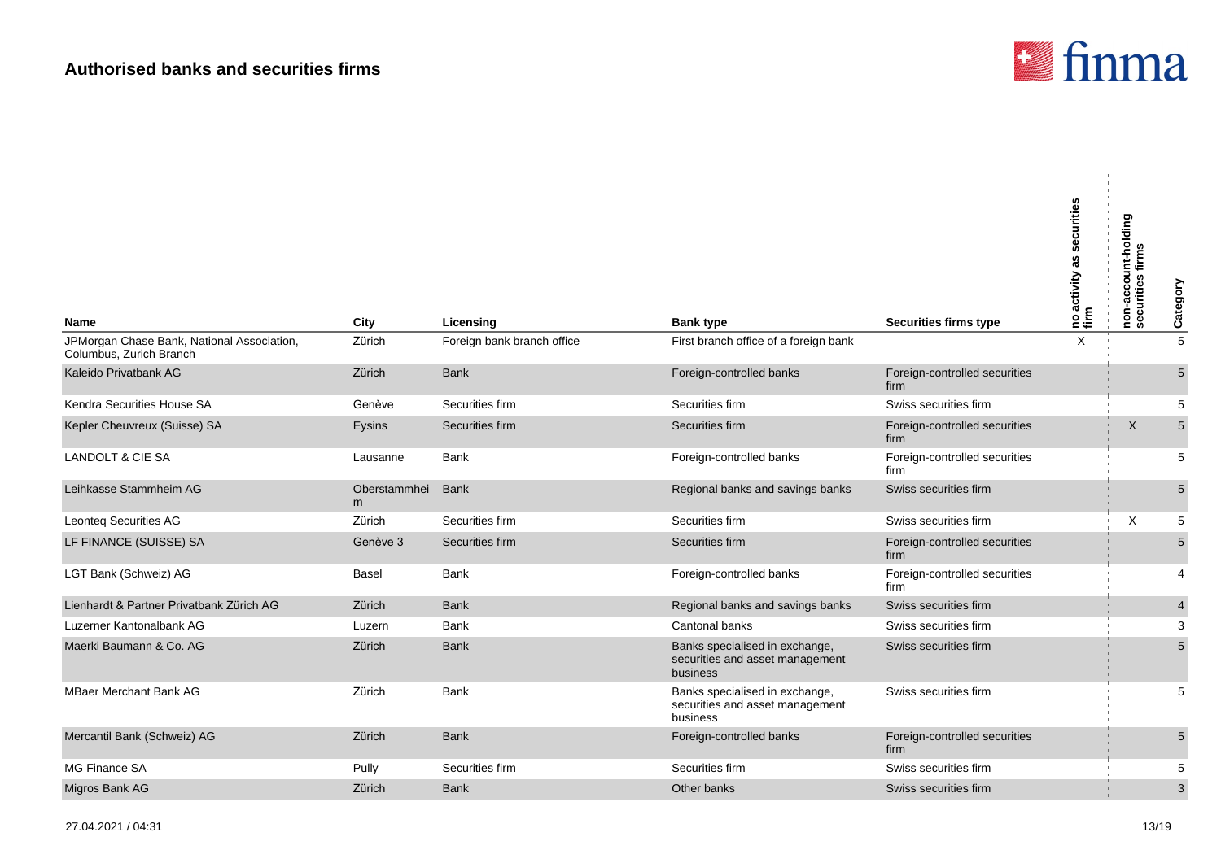## Authorised banks and securities firms

| Name | City | Licensing | Bank type | Securities firms type | no activity as securities firm | non-account-holding securities firms | Category |
|---|---|---|---|---|---|---|---|
| JPMorgan Chase Bank, National Association, Columbus, Zurich Branch | Zürich | Foreign bank branch office | First branch office of a foreign bank | | X | | 5 |
| Kaleido Privatbank AG | Zürich | Bank | Foreign-controlled banks | Foreign-controlled securities firm | | | 5 |
| Kendra Securities House SA | Genève | Securities firm | Securities firm | Swiss securities firm | | | 5 |
| Kepler Cheuvreux (Suisse) SA | Eysins | Securities firm | Securities firm | Foreign-controlled securities firm | | X | 5 |
| LANDOLT & CIE SA | Lausanne | Bank | Foreign-controlled banks | Foreign-controlled securities firm | | | 5 |
| Leihkasse Stammheim AG | Oberstammheim | Bank | Regional banks and savings banks | Swiss securities firm | | | 5 |
| Leonteq Securities AG | Zürich | Securities firm | Securities firm | Swiss securities firm | | X | 5 |
| LF FINANCE (SUISSE) SA | Genève 3 | Securities firm | Securities firm | Foreign-controlled securities firm | | | 5 |
| LGT Bank (Schweiz) AG | Basel | Bank | Foreign-controlled banks | Foreign-controlled securities firm | | | 4 |
| Lienhardt & Partner Privatbank Zürich AG | Zürich | Bank | Regional banks and savings banks | Swiss securities firm | | | 4 |
| Luzerner Kantonalbank AG | Luzern | Bank | Cantonal banks | Swiss securities firm | | | 3 |
| Maerki Baumann & Co. AG | Zürich | Bank | Banks specialised in exchange, securities and asset management business | Swiss securities firm | | | 5 |
| MBaer Merchant Bank AG | Zürich | Bank | Banks specialised in exchange, securities and asset management business | Swiss securities firm | | | 5 |
| Mercantil Bank (Schweiz) AG | Zürich | Bank | Foreign-controlled banks | Foreign-controlled securities firm | | | 5 |
| MG Finance SA | Pully | Securities firm | Securities firm | Swiss securities firm | | | 5 |
| Migros Bank AG | Zürich | Bank | Other banks | Swiss securities firm | | | 3 |

27.04.2021 / 04:31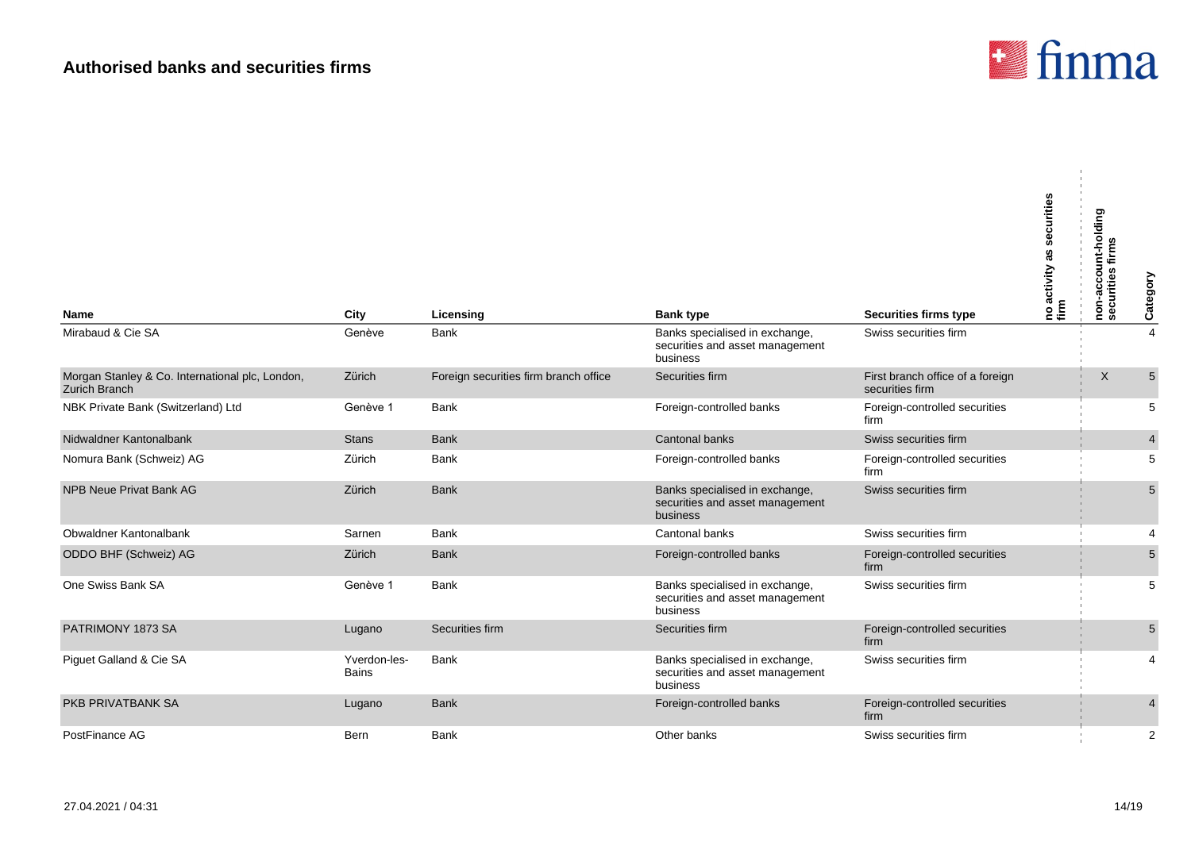## Authorised banks and securities firms

| Name | City | Licensing | Bank type | Securities firms type | no activity as securities firm | non-account-holding securities firms | Category |
|---|---|---|---|---|---|---|---|
| Mirabaud & Cie SA | Genève | Bank | Banks specialised in exchange, securities and asset management business | Swiss securities firm | | | 4 |
| Morgan Stanley & Co. International plc, London, Zurich Branch | Zürich | Foreign securities firm branch office | Securities firm | First branch office of a foreign securities firm | | X | 5 |
| NBK Private Bank (Switzerland) Ltd | Genève 1 | Bank | Foreign-controlled banks | Foreign-controlled securities firm | | | 5 |
| Nidwaldner Kantonalbank | Stans | Bank | Cantonal banks | Swiss securities firm | | | 4 |
| Nomura Bank (Schweiz) AG | Zürich | Bank | Foreign-controlled banks | Foreign-controlled securities firm | | | 5 |
| NPB Neue Privat Bank AG | Zürich | Bank | Banks specialised in exchange, securities and asset management business | Swiss securities firm | | | 5 |
| Obwaldner Kantonalbank | Sarnen | Bank | Cantonal banks | Swiss securities firm | | | 4 |
| ODDO BHF (Schweiz) AG | Zürich | Bank | Foreign-controlled banks | Foreign-controlled securities firm | | | 5 |
| One Swiss Bank SA | Genève 1 | Bank | Banks specialised in exchange, securities and asset management business | Swiss securities firm | | | 5 |
| PATRIMONY 1873 SA | Lugano | Securities firm | Securities firm | Foreign-controlled securities firm | | | 5 |
| Piguet Galland & Cie SA | Yverdon-les-Bains | Bank | Banks specialised in exchange, securities and asset management business | Swiss securities firm | | | 4 |
| PKB PRIVATBANK SA | Lugano | Bank | Foreign-controlled banks | Foreign-controlled securities firm | | | 4 |
| PostFinance AG | Bern | Bank | Other banks | Swiss securities firm | | | 2 |

27.04.2021 / 04:31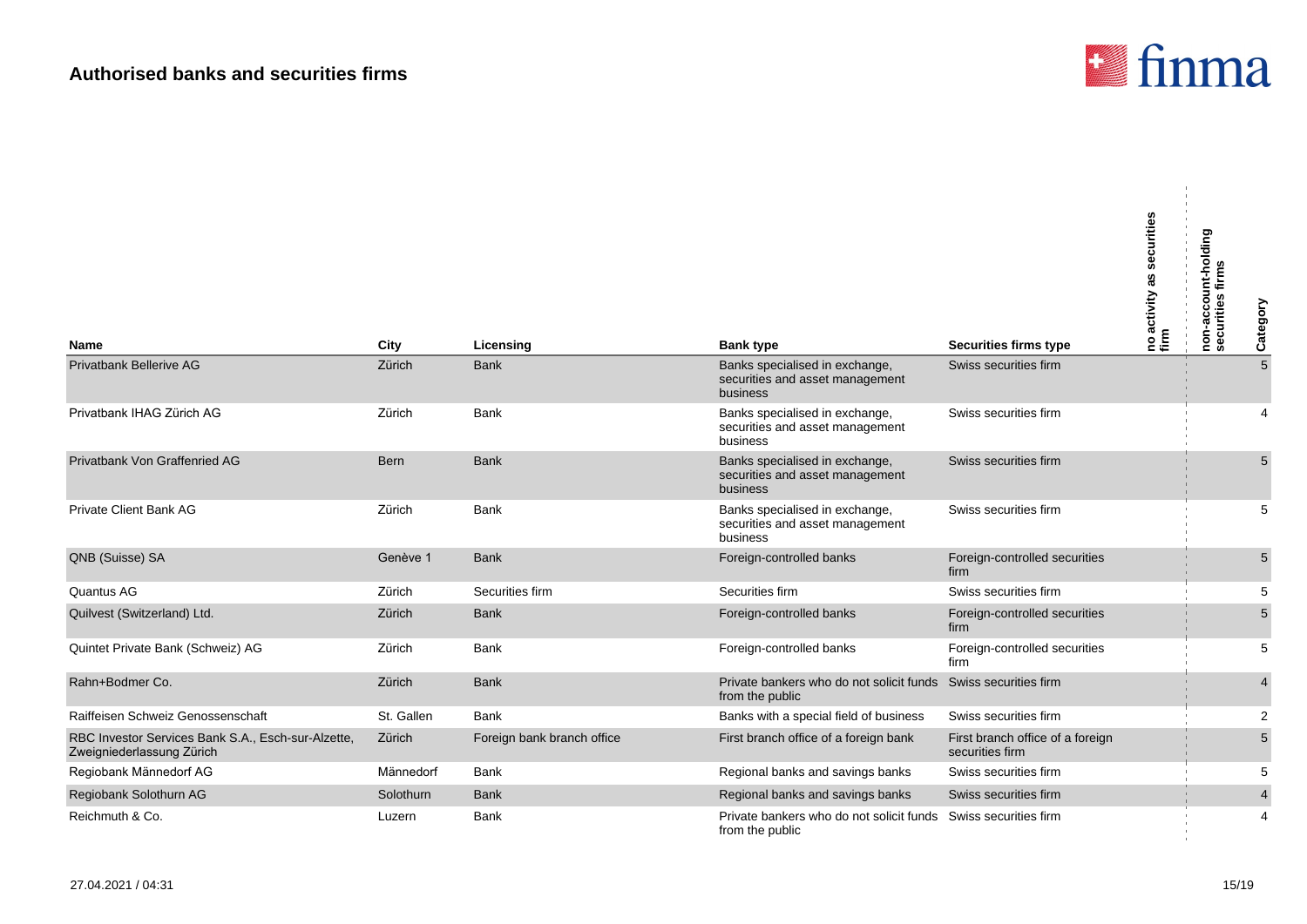# Authorised banks and securities firms

| Name | City | Licensing | Bank type | Securities firms type | no activity as securities firm | non-account-holding securities firms | Category |
|---|---|---|---|---|---|---|---|
| Privatbank Bellerive AG | Zürich | Bank | Banks specialised in exchange, securities and asset management business | Swiss securities firm | | | 5 |
| Privatbank IHAG Zürich AG | Zürich | Bank | Banks specialised in exchange, securities and asset management business | Swiss securities firm | | | 4 |
| Privatbank Von Graffenried AG | Bern | Bank | Banks specialised in exchange, securities and asset management business | Swiss securities firm | | | 5 |
| Private Client Bank AG | Zürich | Bank | Banks specialised in exchange, securities and asset management business | Swiss securities firm | | | 5 |
| QNB (Suisse) SA | Genève 1 | Bank | Foreign-controlled banks | Foreign-controlled securities firm | | | 5 |
| Quantus AG | Zürich | Securities firm | Securities firm | Swiss securities firm | | | 5 |
| Quilvest (Switzerland) Ltd. | Zürich | Bank | Foreign-controlled banks | Foreign-controlled securities firm | | | 5 |
| Quintet Private Bank (Schweiz) AG | Zürich | Bank | Foreign-controlled banks | Foreign-controlled securities firm | | | 5 |
| Rahn+Bodmer Co. | Zürich | Bank | Private bankers who do not solicit funds from the public | Swiss securities firm | | | 4 |
| Raiffeisen Schweiz Genossenschaft | St. Gallen | Bank | Banks with a special field of business | Swiss securities firm | | | 2 |
| RBC Investor Services Bank S.A., Esch-sur-Alzette, Zweigniederlassung Zürich | Zürich | Foreign bank branch office | First branch office of a foreign bank | First branch office of a foreign securities firm | | | 5 |
| Regiobank Männedorf AG | Männedorf | Bank | Regional banks and savings banks | Swiss securities firm | | | 5 |
| Regiobank Solothurn AG | Solothurn | Bank | Regional banks and savings banks | Swiss securities firm | | | 4 |
| Reichmuth & Co. | Luzern | Bank | Private bankers who do not solicit funds from the public | Swiss securities firm | | | 4 |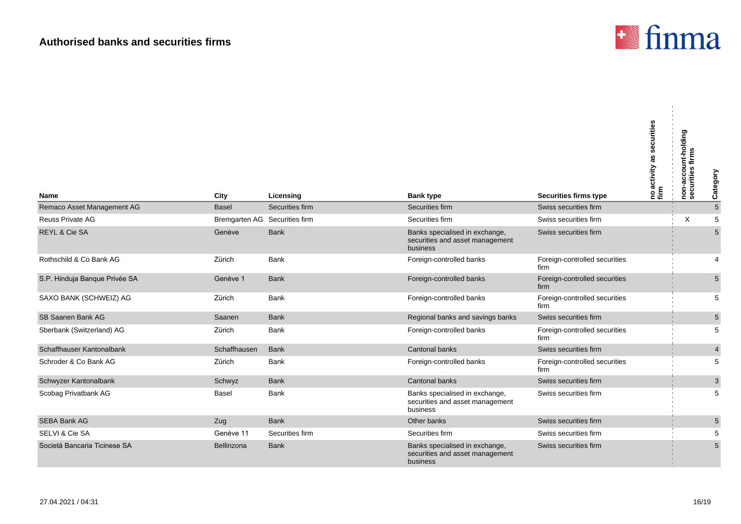# Authorised banks and securities firms

| Name | City | Licensing | Bank type | Securities firms type | no activity as securities firm | non-account-holding securities firms | Category |
|---|---|---|---|---|---|---|---|
| Remaco Asset Management AG | Basel | Securities firm | Securities firm | Swiss securities firm | | | 5 |
| Reuss Private AG | Bremgarten AG | Securities firm | Securities firm | Swiss securities firm | | X | 5 |
| REYL & Cie SA | Genève | Bank | Banks specialised in exchange, securities and asset management business | Swiss securities firm | | | 5 |
| Rothschild & Co Bank AG | Zürich | Bank | Foreign-controlled banks | Foreign-controlled securities firm | | | 4 |
| S.P. Hinduja Banque Privée SA | Genève 1 | Bank | Foreign-controlled banks | Foreign-controlled securities firm | | | 5 |
| SAXO BANK (SCHWEIZ) AG | Zürich | Bank | Foreign-controlled banks | Foreign-controlled securities firm | | | 5 |
| SB Saanen Bank AG | Saanen | Bank | Regional banks and savings banks | Swiss securities firm | | | 5 |
| Sberbank (Switzerland) AG | Zürich | Bank | Foreign-controlled banks | Foreign-controlled securities firm | | | 5 |
| Schaffhauser Kantonalbank | Schaffhausen | Bank | Cantonal banks | Swiss securities firm | | | 4 |
| Schroder & Co Bank AG | Zürich | Bank | Foreign-controlled banks | Foreign-controlled securities firm | | | 5 |
| Schwyzer Kantonalbank | Schwyz | Bank | Cantonal banks | Swiss securities firm | | | 3 |
| Scobag Privatbank AG | Basel | Bank | Banks specialised in exchange, securities and asset management business | Swiss securities firm | | | 5 |
| SEBA Bank AG | Zug | Bank | Other banks | Swiss securities firm | | | 5 |
| SELVI & Cie SA | Genève 11 | Securities firm | Securities firm | Swiss securities firm | | | 5 |
| Società Bancaria Ticinese SA | Bellinzona | Bank | Banks specialised in exchange, securities and asset management business | Swiss securities firm | | | 5 |

27.04.2021 / 04:31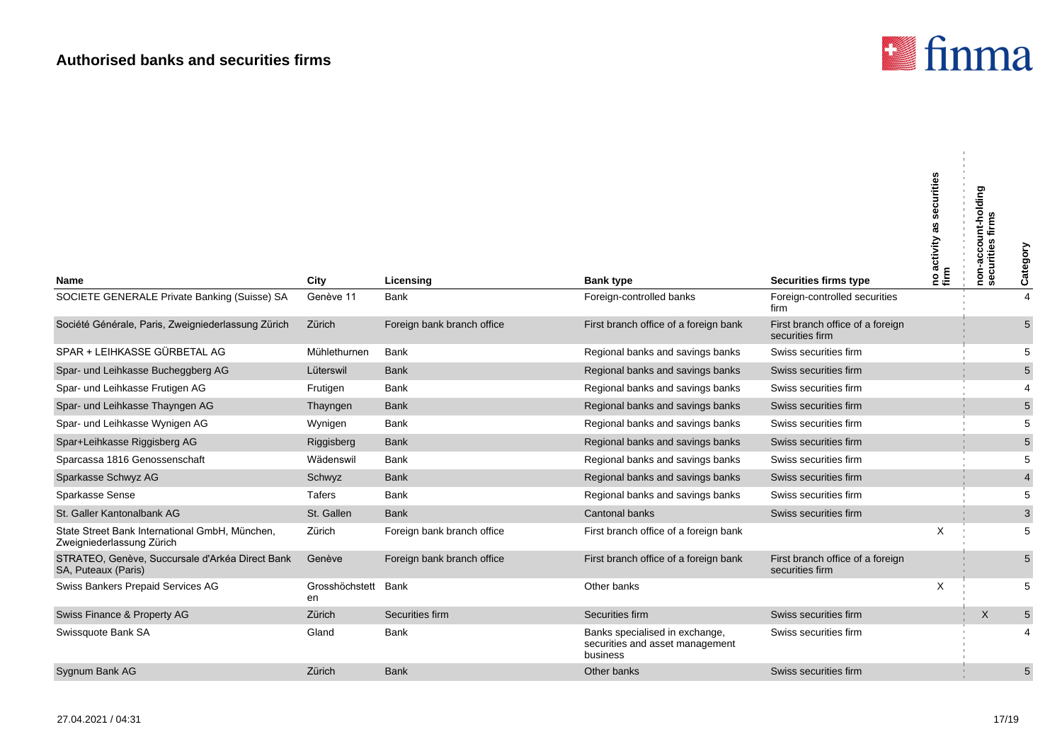## Authorised banks and securities firms

| Name | City | Licensing | Bank type | Securities firms type | no activity as securities firm | non-account-holding securities firms | Category |
|---|---|---|---|---|---|---|---|
| SOCIETE GENERALE Private Banking (Suisse) SA | Genève 11 | Bank | Foreign-controlled banks | Foreign-controlled securities firm | | | 4 |
| Société Générale, Paris, Zweigniederlassung Zürich | Zürich | Foreign bank branch office | First branch office of a foreign bank | First branch office of a foreign securities firm | | | 5 |
| SPAR + LEIHKASSE GÜRBETAL AG | Mühlethurnen | Bank | Regional banks and savings banks | Swiss securities firm | | | 5 |
| Spar- und Leihkasse Bucheggberg AG | Lüterswil | Bank | Regional banks and savings banks | Swiss securities firm | | | 5 |
| Spar- und Leihkasse Frutigen AG | Frutigen | Bank | Regional banks and savings banks | Swiss securities firm | | | 4 |
| Spar- und Leihkasse Thayngen AG | Thayngen | Bank | Regional banks and savings banks | Swiss securities firm | | | 5 |
| Spar- und Leihkasse Wynigen AG | Wynigen | Bank | Regional banks and savings banks | Swiss securities firm | | | 5 |
| Spar+Leihkasse Riggisberg AG | Riggisberg | Bank | Regional banks and savings banks | Swiss securities firm | | | 5 |
| Sparcassa 1816 Genossenschaft | Wädenswil | Bank | Regional banks and savings banks | Swiss securities firm | | | 5 |
| Sparkasse Schwyz AG | Schwyz | Bank | Regional banks and savings banks | Swiss securities firm | | | 4 |
| Sparkasse Sense | Tafers | Bank | Regional banks and savings banks | Swiss securities firm | | | 5 |
| St. Galler Kantonalbank AG | St. Gallen | Bank | Cantonal banks | Swiss securities firm | | | 3 |
| State Street Bank International GmbH, München, Zweigniederlassung Zürich | Zürich | Foreign bank branch office | First branch office of a foreign bank | | X | | 5 |
| STRATEO, Genève, Succursale d'Arkéa Direct Bank SA, Puteaux (Paris) | Genève | Foreign bank branch office | First branch office of a foreign bank | First branch office of a foreign securities firm | | | 5 |
| Swiss Bankers Prepaid Services AG | Grosshöchstetten | Bank | Other banks | | X | | 5 |
| Swiss Finance & Property AG | Zürich | Securities firm | Securities firm | Swiss securities firm | | X | 5 |
| Swissquote Bank SA | Gland | Bank | Banks specialised in exchange, securities and asset management business | Swiss securities firm | | | 4 |
| Sygnum Bank AG | Zürich | Bank | Other banks | Swiss securities firm | | | 5 |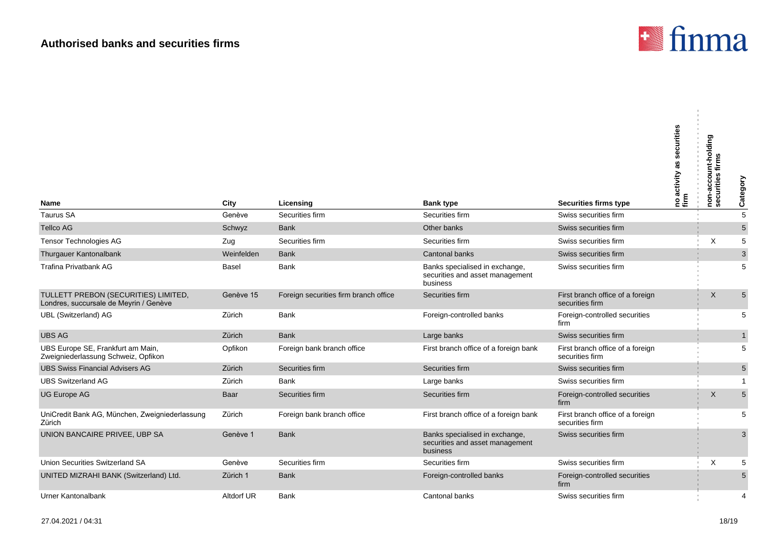## Authorised banks and securities firms

| Name | City | Licensing | Bank type | Securities firms type | no activity as securities firm | non-account-holding securities firms | Category |
|---|---|---|---|---|---|---|---|
| Taurus SA | Genève | Securities firm | Securities firm | Swiss securities firm | | | 5 |
| Tellco AG | Schwyz | Bank | Other banks | Swiss securities firm | | | 5 |
| Tensor Technologies AG | Zug | Securities firm | Securities firm | Swiss securities firm | | X | 5 |
| Thurgauer Kantonalbank | Weinfelden | Bank | Cantonal banks | Swiss securities firm | | | 3 |
| Trafina Privatbank AG | Basel | Bank | Banks specialised in exchange, securities and asset management business | Swiss securities firm | | | 5 |
| TULLETT PREBON (SECURITIES) LIMITED, Londres, succursale de Meyrin / Genève | Genève 15 | Foreign securities firm branch office | Securities firm | First branch office of a foreign securities firm | | X | 5 |
| UBL (Switzerland) AG | Zürich | Bank | Foreign-controlled banks | Foreign-controlled securities firm | | | 5 |
| UBS AG | Zürich | Bank | Large banks | Swiss securities firm | | | 1 |
| UBS Europe SE, Frankfurt am Main, Zweigniederlassung Schweiz, Opfikon | Opfikon | Foreign bank branch office | First branch office of a foreign bank | First branch office of a foreign securities firm | | | 5 |
| UBS Swiss Financial Advisers AG | Zürich | Securities firm | Securities firm | Swiss securities firm | | | 5 |
| UBS Switzerland AG | Zürich | Bank | Large banks | Swiss securities firm | | | 1 |
| UG Europe AG | Baar | Securities firm | Securities firm | Foreign-controlled securities firm | | X | 5 |
| UniCredit Bank AG, München, Zweigniederlassung Zürich | Zürich | Foreign bank branch office | First branch office of a foreign bank | First branch office of a foreign securities firm | | | 5 |
| UNION BANCAIRE PRIVEE, UBP SA | Genève 1 | Bank | Banks specialised in exchange, securities and asset management business | Swiss securities firm | | | 3 |
| Union Securities Switzerland SA | Genève | Securities firm | Securities firm | Swiss securities firm | | X | 5 |
| UNITED MIZRAHI BANK (Switzerland) Ltd. | Zürich 1 | Bank | Foreign-controlled banks | Foreign-controlled securities firm | | | 5 |
| Urner Kantonalbank | Altdorf UR | Bank | Cantonal banks | Swiss securities firm | | | 4 |

27.04.2021 / 04:31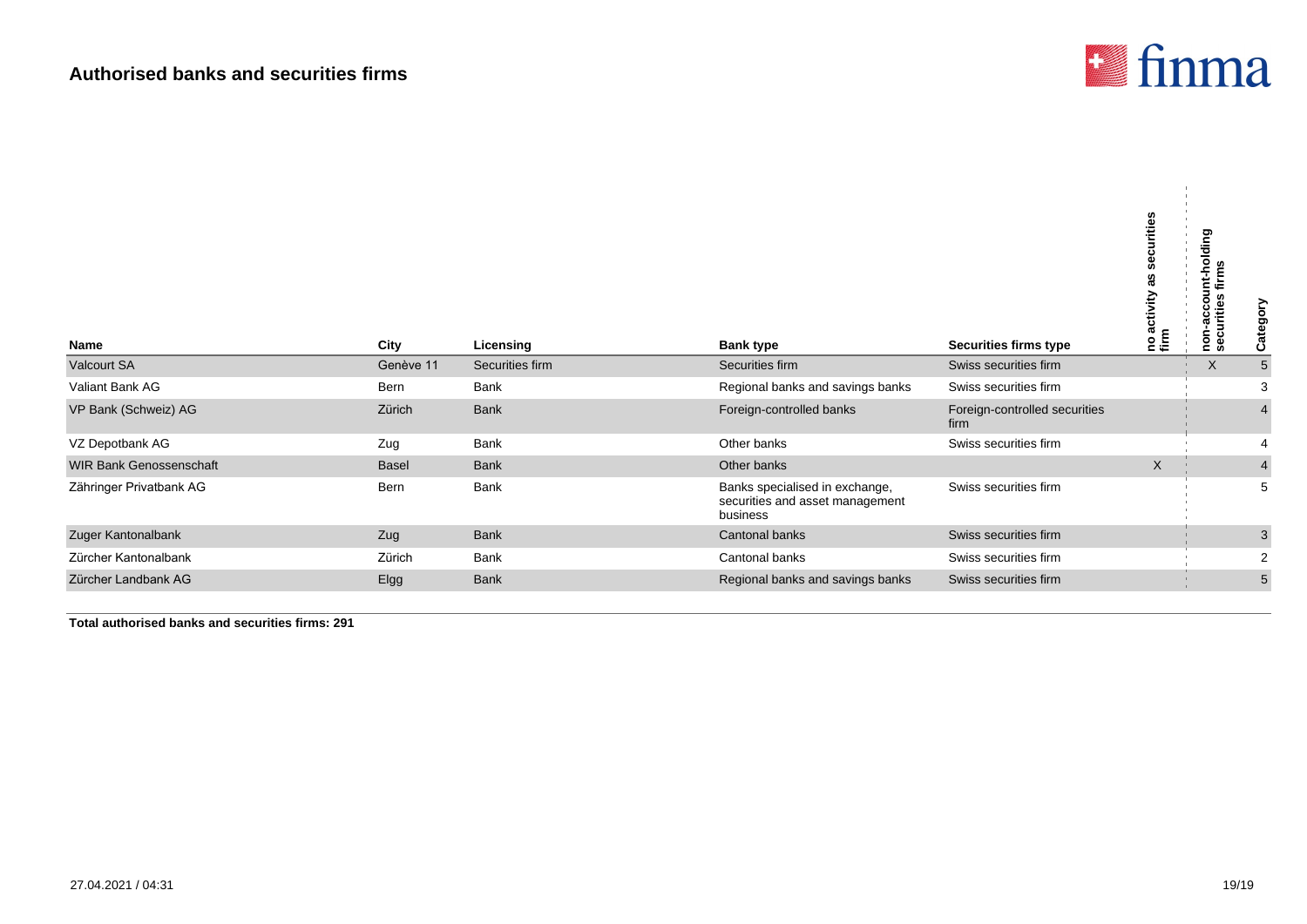## Authorised banks and securities firms

| Name | City | Licensing | Bank type | Securities firms type | no activity as securities firm | non-account-holding securities firms | Category |
|---|---|---|---|---|---|---|---|
| Valcourt SA | Genève 11 | Securities firm | Securities firm | Swiss securities firm | | X | 5 |
| Valiant Bank AG | Bern | Bank | Regional banks and savings banks | Swiss securities firm | | | 3 |
| VP Bank (Schweiz) AG | Zürich | Bank | Foreign-controlled banks | Foreign-controlled securities firm | | | 4 |
| VZ Depotbank AG | Zug | Bank | Other banks | Swiss securities firm | | | 4 |
| WIR Bank Genossenschaft | Basel | Bank | Other banks | | X | | 4 |
| Zähringer Privatbank AG | Bern | Bank | Banks specialised in exchange, securities and asset management business | Swiss securities firm | | | 5 |
| Zuger Kantonalbank | Zug | Bank | Cantonal banks | Swiss securities firm | | | 3 |
| Zürcher Kantonalbank | Zürich | Bank | Cantonal banks | Swiss securities firm | | | 2 |
| Zürcher Landbank AG | Elgg | Bank | Regional banks and savings banks | Swiss securities firm | | | 5 |

**Total authorised banks and securities firms: 291**

27.04.2021 / 04:31